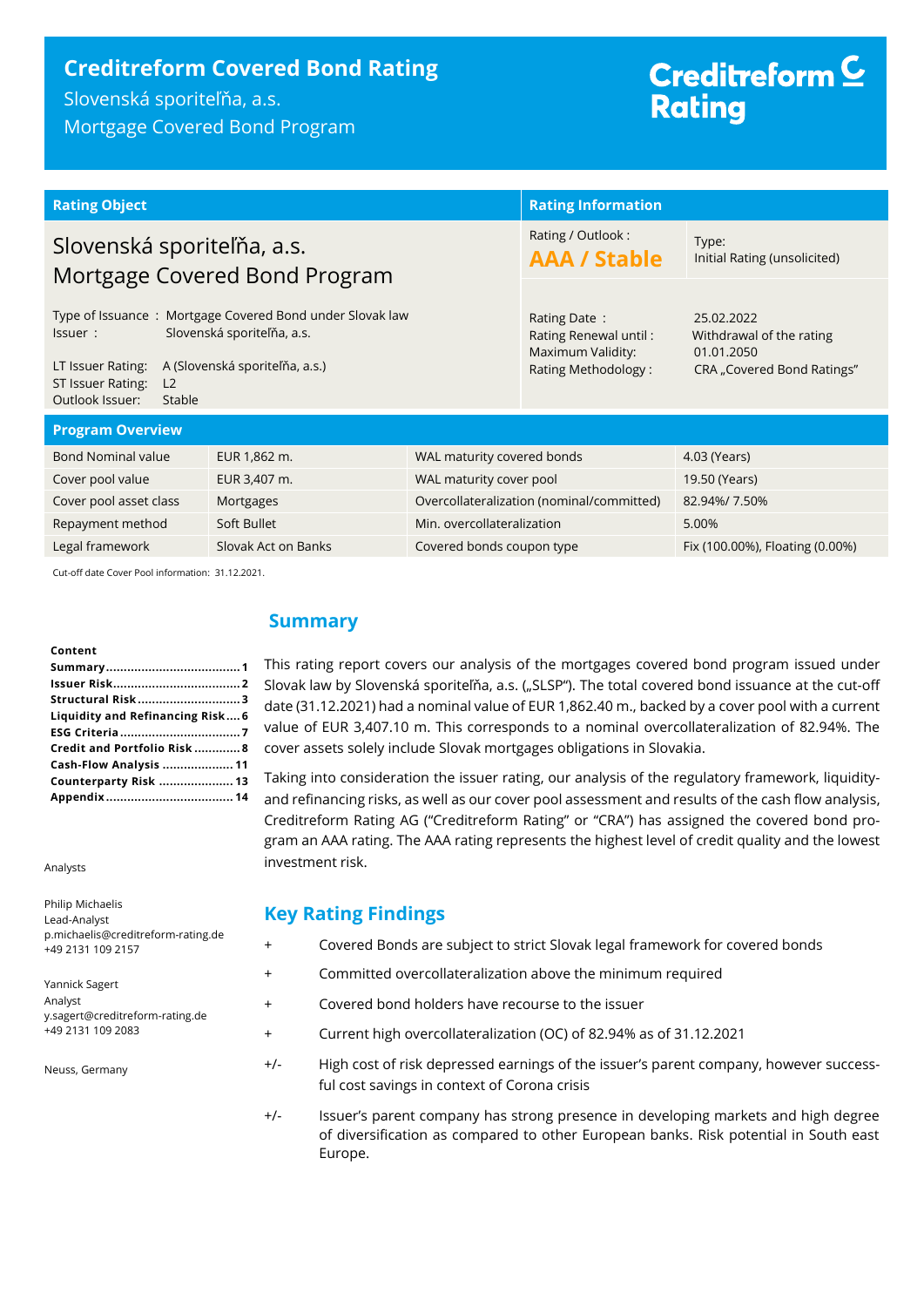# Creditreform Covered Bond Rating

Slovenská sporiteľňa, a.s.
Mortgage Covered Bond Program

Creditreform Rating

| Rating Object | Rating Information | |
|---|---|---|
| **Slovenská sporiteľňa, a.s. Mortgage Covered Bond Program** | Rating / Outlook : **AAA / Stable** | Type: Initial Rating (unsolicited) |
| Type of Issuance : Mortgage Covered Bond under Slovak law<br>Issuer : Slovenská sporiteľňa, a.s.<br><br>LT Issuer Rating: A (Slovenská sporiteľňa, a.s.)<br>ST Issuer Rating: L2<br>Outlook Issuer: Stable | Rating Date :<br>Rating Renewal until :<br>Maximum Validity:<br>Rating Methodology : | 25.02.2022<br>Withdrawal of the rating<br>01.01.2050<br>CRA „Covered Bond Ratings" |

**Program Overview**

| | | | |
|---|---|---|---|
| Bond Nominal value | EUR 1,862 m. | WAL maturity covered bonds | 4.03 (Years) |
| Cover pool value | EUR 3,407 m. | WAL maturity cover pool | 19.50 (Years) |
| Cover pool asset class | Mortgages | Overcollateralization (nominal/committed) | 82.94%/ 7.50% |
| Repayment method | Soft Bullet | Min. overcollateralization | 5.00% |
| Legal framework | Slovak Act on Banks | Covered bonds coupon type | Fix (100.00%), Floating (0.00%) |

Cut-off date Cover Pool information: 31.12.2021.

**Content**

- Summary ..... 1
- Issuer Risk ..... 2
- Structural Risk ..... 3
- Liquidity and Refinancing Risk ..... 6
- ESG Criteria ..... 7
- Credit and Portfolio Risk ..... 8
- Cash-Flow Analysis ..... 11
- Counterparty Risk ..... 13
- Appendix ..... 14

Analysts

Philip Michaelis
Lead-Analyst
p.michaelis@creditreform-rating.de
+49 2131 109 2157

Yannick Sagert
Analyst
y.sagert@creditreform-rating.de
+49 2131 109 2083

Neuss, Germany

## Summary

This rating report covers our analysis of the mortgages covered bond program issued under Slovak law by Slovenská sporiteľňa, a.s. („SLSP"). The total covered bond issuance at the cut-off date (31.12.2021) had a nominal value of EUR 1,862.40 m., backed by a cover pool with a current value of EUR 3,407.10 m. This corresponds to a nominal overcollateralization of 82.94%. The cover assets solely include Slovak mortgages obligations in Slovakia.

Taking into consideration the issuer rating, our analysis of the regulatory framework, liquidity- and refinancing risks, as well as our cover pool assessment and results of the cash flow analysis, Creditreform Rating AG ("Creditreform Rating" or "CRA") has assigned the covered bond program an AAA rating. The AAA rating represents the highest level of credit quality and the lowest investment risk.

## Key Rating Findings

- \+ Covered Bonds are subject to strict Slovak legal framework for covered bonds
- \+ Committed overcollateralization above the minimum required
- \+ Covered bond holders have recourse to the issuer
- \+ Current high overcollateralization (OC) of 82.94% as of 31.12.2021
- +/- High cost of risk depressed earnings of the issuer's parent company, however successful cost savings in context of Corona crisis
- +/- Issuer's parent company has strong presence in developing markets and high degree of diversification as compared to other European banks. Risk potential in South east Europe.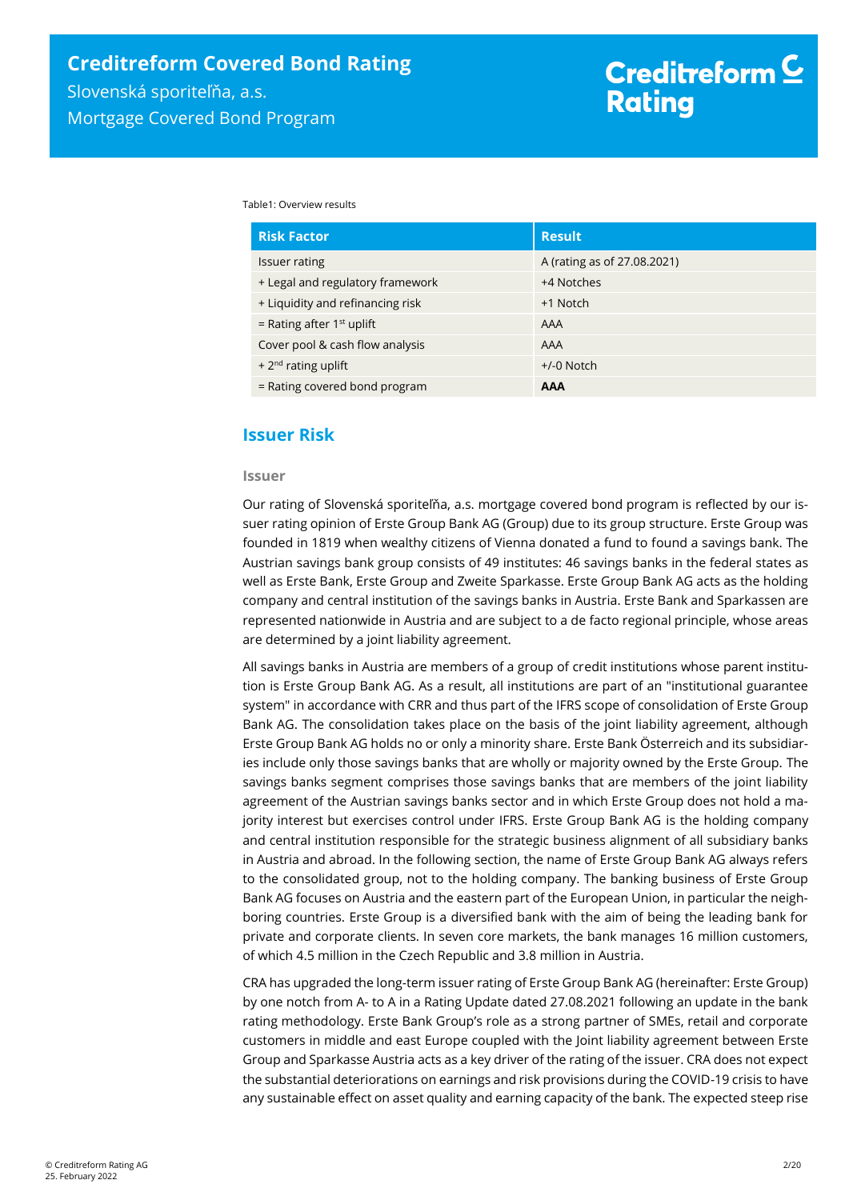Table1: Overview results

| Risk Factor | Result |
|---|---|
| Issuer rating | A (rating as of 27.08.2021) |
| + Legal and regulatory framework | +4 Notches |
| + Liquidity and refinancing risk | +1 Notch |
| = Rating after 1st uplift | AAA |
| Cover pool & cash flow analysis | AAA |
| + 2nd rating uplift | +/-0 Notch |
| = Rating covered bond program | **AAA** |

## Issuer Risk

### Issuer

Our rating of Slovenská sporiteľňa, a.s. mortgage covered bond program is reflected by our issuer rating opinion of Erste Group Bank AG (Group) due to its group structure. Erste Group was founded in 1819 when wealthy citizens of Vienna donated a fund to found a savings bank. The Austrian savings bank group consists of 49 institutes: 46 savings banks in the federal states as well as Erste Bank, Erste Group and Zweite Sparkasse. Erste Group Bank AG acts as the holding company and central institution of the savings banks in Austria. Erste Bank and Sparkassen are represented nationwide in Austria and are subject to a de facto regional principle, whose areas are determined by a joint liability agreement.

All savings banks in Austria are members of a group of credit institutions whose parent institution is Erste Group Bank AG. As a result, all institutions are part of an "institutional guarantee system" in accordance with CRR and thus part of the IFRS scope of consolidation of Erste Group Bank AG. The consolidation takes place on the basis of the joint liability agreement, although Erste Group Bank AG holds no or only a minority share. Erste Bank Österreich and its subsidiaries include only those savings banks that are wholly or majority owned by the Erste Group. The savings banks segment comprises those savings banks that are members of the joint liability agreement of the Austrian savings banks sector and in which Erste Group does not hold a majority interest but exercises control under IFRS. Erste Group Bank AG is the holding company and central institution responsible for the strategic business alignment of all subsidiary banks in Austria and abroad. In the following section, the name of Erste Group Bank AG always refers to the consolidated group, not to the holding company. The banking business of Erste Group Bank AG focuses on Austria and the eastern part of the European Union, in particular the neighboring countries. Erste Group is a diversified bank with the aim of being the leading bank for private and corporate clients. In seven core markets, the bank manages 16 million customers, of which 4.5 million in the Czech Republic and 3.8 million in Austria.

CRA has upgraded the long-term issuer rating of Erste Group Bank AG (hereinafter: Erste Group) by one notch from A- to A in a Rating Update dated 27.08.2021 following an update in the bank rating methodology. Erste Bank Group's role as a strong partner of SMEs, retail and corporate customers in middle and east Europe coupled with the Joint liability agreement between Erste Group and Sparkasse Austria acts as a key driver of the rating of the issuer. CRA does not expect the substantial deteriorations on earnings and risk provisions during the COVID-19 crisis to have any sustainable effect on asset quality and earning capacity of the bank. The expected steep rise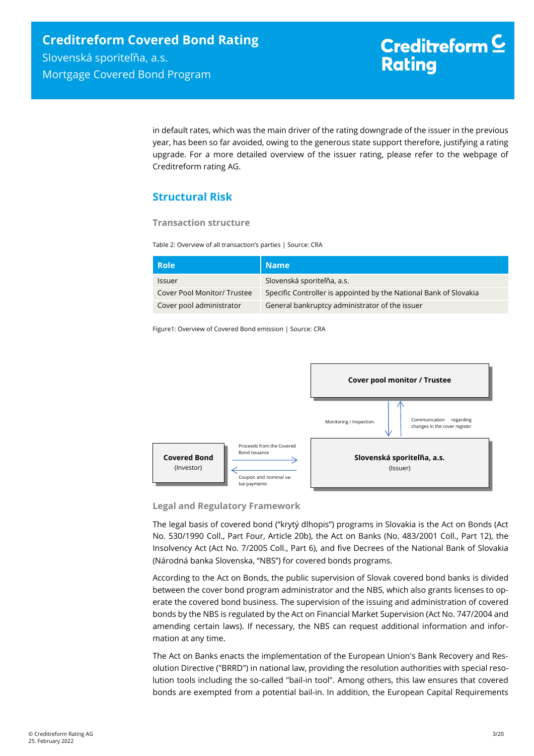in default rates, which was the main driver of the rating downgrade of the issuer in the previous year, has been so far avoided, owing to the generous state support therefore, justifying a rating upgrade. For a more detailed overview of the issuer rating, please refer to the webpage of Creditreform rating AG.

## Structural Risk

### Transaction structure

Table 2: Overview of all transaction's parties | Source: CRA

| Role | Name |
|---|---|
| Issuer | Slovenská sporiteľňa, a.s. |
| Cover Pool Monitor/ Trustee | Specific Controller is appointed by the National Bank of Slovakia |
| Cover pool administrator | General bankruptcy administrator of the issuer |

Figure1: Overview of Covered Bond emission | Source: CRA

Cover pool monitor / Trustee

Monitoring / Inspection.

Communication regarding changes in the cover register

Covered Bond (Investor)

Proceeds from the Covered Bond issuance

Coupon and nominal value payments

Slovenská sporiteľňa, a.s. (Issuer)

### Legal and Regulatory Framework

The legal basis of covered bond ("krytý dlhopis") programs in Slovakia is the Act on Bonds (Act No. 530/1990 Coll., Part Four, Article 20b), the Act on Banks (No. 483/2001 Coll., Part 12), the Insolvency Act (Act No. 7/2005 Coll., Part 6), and five Decrees of the National Bank of Slovakia (Národná banka Slovenska, "NBS") for covered bonds programs.

According to the Act on Bonds, the public supervision of Slovak covered bond banks is divided between the cover bond program administrator and the NBS, which also grants licenses to operate the covered bond business. The supervision of the issuing and administration of covered bonds by the NBS is regulated by the Act on Financial Market Supervision (Act No. 747/2004 and amending certain laws). If necessary, the NBS can request additional information and information at any time.

The Act on Banks enacts the implementation of the European Union's Bank Recovery and Resolution Directive ("BRRD") in national law, providing the resolution authorities with special resolution tools including the so-called "bail-in tool". Among others, this law ensures that covered bonds are exempted from a potential bail-in. In addition, the European Capital Requirements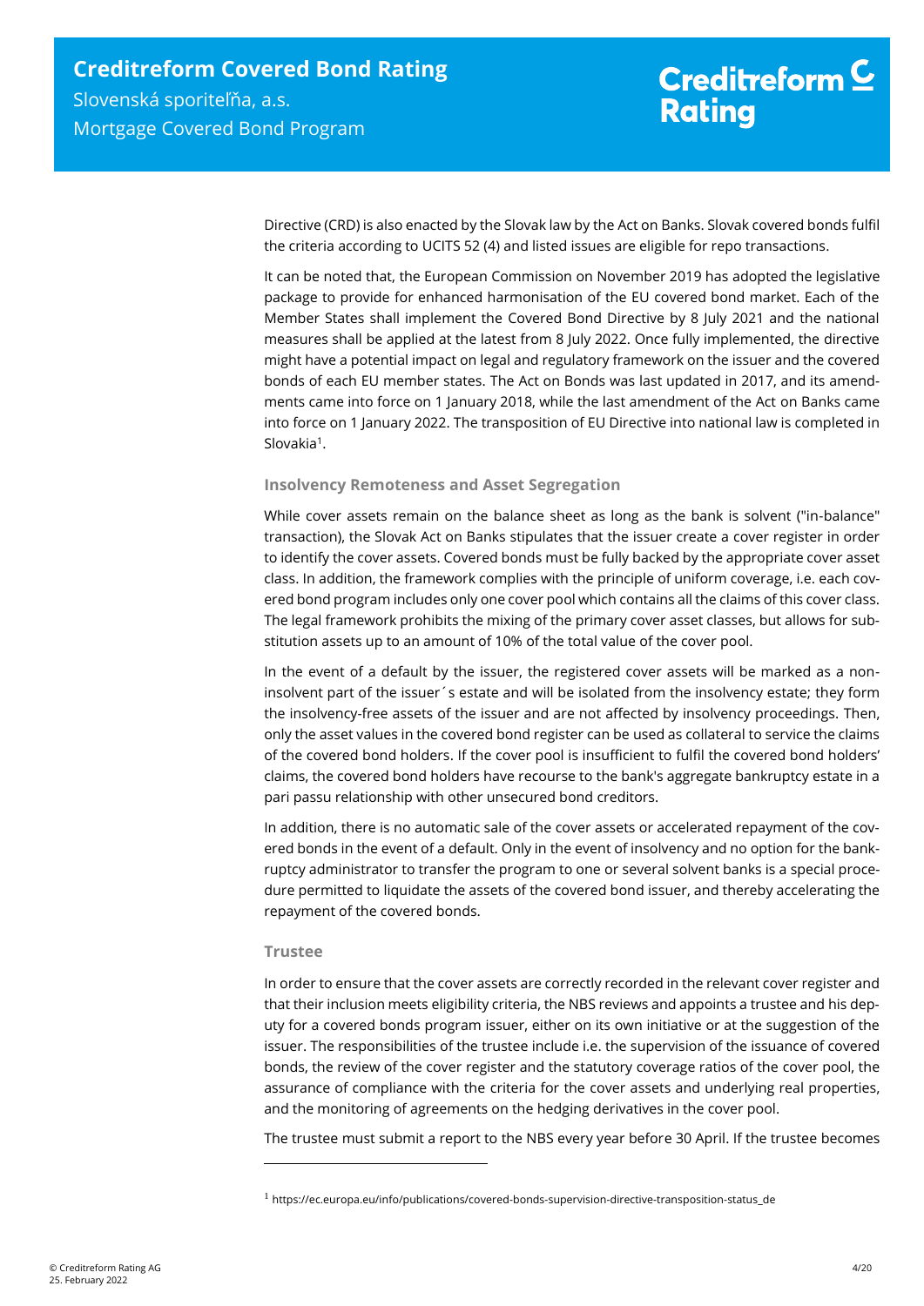Directive (CRD) is also enacted by the Slovak law by the Act on Banks. Slovak covered bonds fulfil the criteria according to UCITS 52 (4) and listed issues are eligible for repo transactions.

It can be noted that, the European Commission on November 2019 has adopted the legislative package to provide for enhanced harmonisation of the EU covered bond market. Each of the Member States shall implement the Covered Bond Directive by 8 July 2021 and the national measures shall be applied at the latest from 8 July 2022. Once fully implemented, the directive might have a potential impact on legal and regulatory framework on the issuer and the covered bonds of each EU member states. The Act on Bonds was last updated in 2017, and its amendments came into force on 1 January 2018, while the last amendment of the Act on Banks came into force on 1 January 2022. The transposition of EU Directive into national law is completed in Slovakia[1].

### Insolvency Remoteness and Asset Segregation

While cover assets remain on the balance sheet as long as the bank is solvent ("in-balance" transaction), the Slovak Act on Banks stipulates that the issuer create a cover register in order to identify the cover assets. Covered bonds must be fully backed by the appropriate cover asset class. In addition, the framework complies with the principle of uniform coverage, i.e. each covered bond program includes only one cover pool which contains all the claims of this cover class. The legal framework prohibits the mixing of the primary cover asset classes, but allows for substitution assets up to an amount of 10% of the total value of the cover pool.

In the event of a default by the issuer, the registered cover assets will be marked as a non-insolvent part of the issuer´s estate and will be isolated from the insolvency estate; they form the insolvency-free assets of the issuer and are not affected by insolvency proceedings. Then, only the asset values in the covered bond register can be used as collateral to service the claims of the covered bond holders. If the cover pool is insufficient to fulfil the covered bond holders' claims, the covered bond holders have recourse to the bank's aggregate bankruptcy estate in a pari passu relationship with other unsecured bond creditors.

In addition, there is no automatic sale of the cover assets or accelerated repayment of the covered bonds in the event of a default. Only in the event of insolvency and no option for the bankruptcy administrator to transfer the program to one or several solvent banks is a special procedure permitted to liquidate the assets of the covered bond issuer, and thereby accelerating the repayment of the covered bonds.

### Trustee

In order to ensure that the cover assets are correctly recorded in the relevant cover register and that their inclusion meets eligibility criteria, the NBS reviews and appoints a trustee and his deputy for a covered bonds program issuer, either on its own initiative or at the suggestion of the issuer. The responsibilities of the trustee include i.e. the supervision of the issuance of covered bonds, the review of the cover register and the statutory coverage ratios of the cover pool, the assurance of compliance with the criteria for the cover assets and underlying real properties, and the monitoring of agreements on the hedging derivatives in the cover pool.

The trustee must submit a report to the NBS every year before 30 April. If the trustee becomes

---

[1] https://ec.europa.eu/info/publications/covered-bonds-supervision-directive-transposition-status_de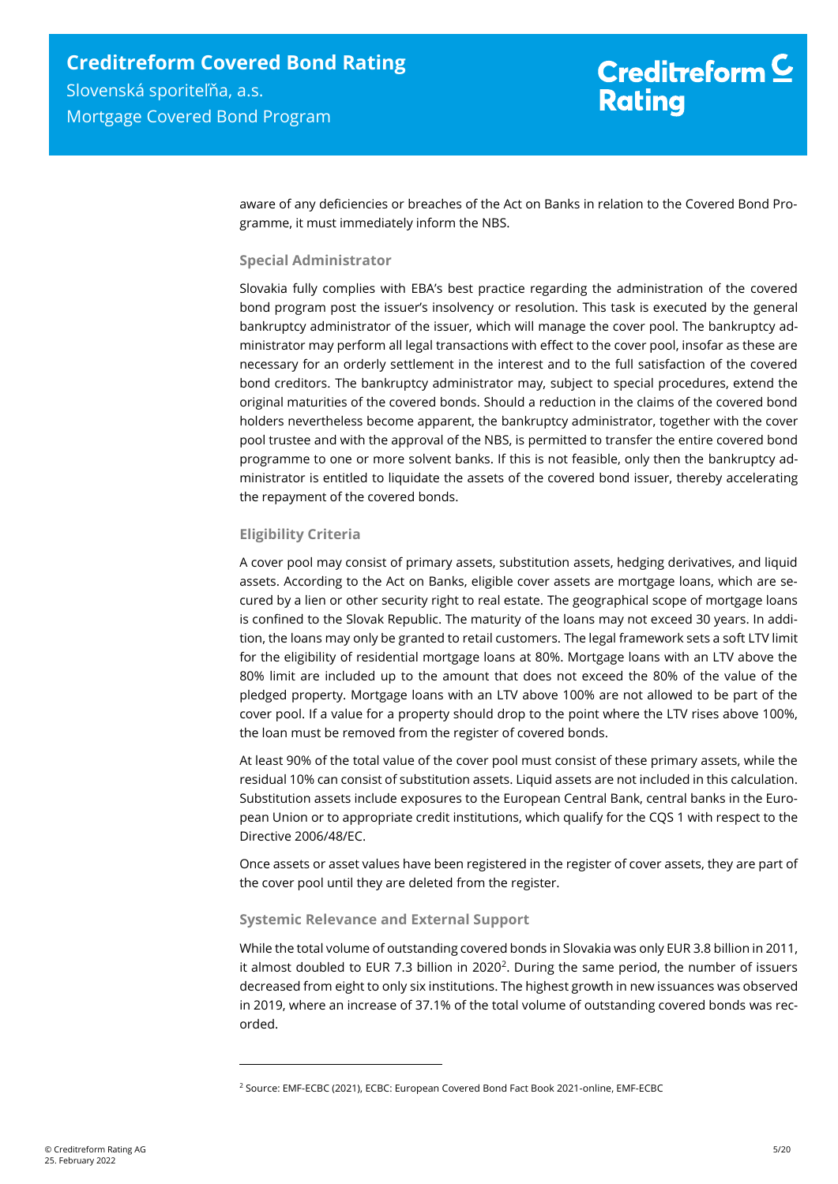aware of any deficiencies or breaches of the Act on Banks in relation to the Covered Bond Programme, it must immediately inform the NBS.

### Special Administrator

Slovakia fully complies with EBA's best practice regarding the administration of the covered bond program post the issuer's insolvency or resolution. This task is executed by the general bankruptcy administrator of the issuer, which will manage the cover pool. The bankruptcy administrator may perform all legal transactions with effect to the cover pool, insofar as these are necessary for an orderly settlement in the interest and to the full satisfaction of the covered bond creditors. The bankruptcy administrator may, subject to special procedures, extend the original maturities of the covered bonds. Should a reduction in the claims of the covered bond holders nevertheless become apparent, the bankruptcy administrator, together with the cover pool trustee and with the approval of the NBS, is permitted to transfer the entire covered bond programme to one or more solvent banks. If this is not feasible, only then the bankruptcy administrator is entitled to liquidate the assets of the covered bond issuer, thereby accelerating the repayment of the covered bonds.

### Eligibility Criteria

A cover pool may consist of primary assets, substitution assets, hedging derivatives, and liquid assets. According to the Act on Banks, eligible cover assets are mortgage loans, which are secured by a lien or other security right to real estate. The geographical scope of mortgage loans is confined to the Slovak Republic. The maturity of the loans may not exceed 30 years. In addition, the loans may only be granted to retail customers. The legal framework sets a soft LTV limit for the eligibility of residential mortgage loans at 80%. Mortgage loans with an LTV above the 80% limit are included up to the amount that does not exceed the 80% of the value of the pledged property. Mortgage loans with an LTV above 100% are not allowed to be part of the cover pool. If a value for a property should drop to the point where the LTV rises above 100%, the loan must be removed from the register of covered bonds.

At least 90% of the total value of the cover pool must consist of these primary assets, while the residual 10% can consist of substitution assets. Liquid assets are not included in this calculation. Substitution assets include exposures to the European Central Bank, central banks in the European Union or to appropriate credit institutions, which qualify for the CQS 1 with respect to the Directive 2006/48/EC.

Once assets or asset values have been registered in the register of cover assets, they are part of the cover pool until they are deleted from the register.

### Systemic Relevance and External Support

While the total volume of outstanding covered bonds in Slovakia was only EUR 3.8 billion in 2011, it almost doubled to EUR 7.3 billion in 2020[2]. During the same period, the number of issuers decreased from eight to only six institutions. The highest growth in new issuances was observed in 2019, where an increase of 37.1% of the total volume of outstanding covered bonds was recorded.

---

[2] Source: EMF-ECBC (2021), ECBC: European Covered Bond Fact Book 2021-online, EMF-ECBC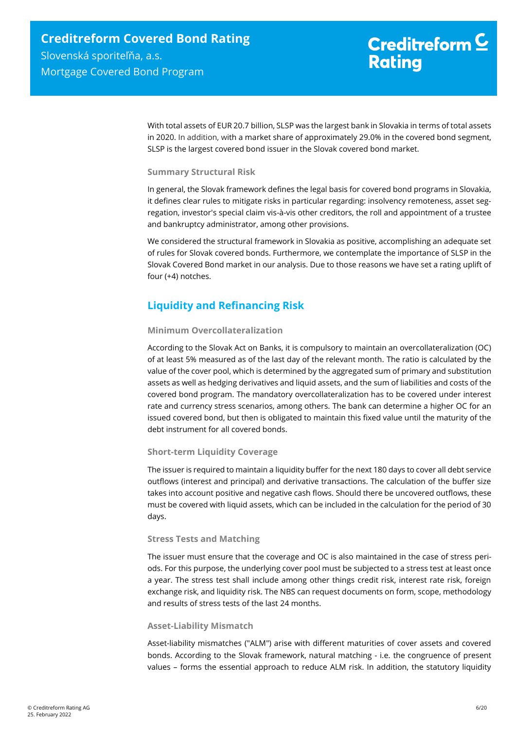With total assets of EUR 20.7 billion, SLSP was the largest bank in Slovakia in terms of total assets in 2020. In addition, with a market share of approximately 29.0% in the covered bond segment, SLSP is the largest covered bond issuer in the Slovak covered bond market.

### Summary Structural Risk

In general, the Slovak framework defines the legal basis for covered bond programs in Slovakia, it defines clear rules to mitigate risks in particular regarding: insolvency remoteness, asset segregation, investor's special claim vis-à-vis other creditors, the roll and appointment of a trustee and bankruptcy administrator, among other provisions.

We considered the structural framework in Slovakia as positive, accomplishing an adequate set of rules for Slovak covered bonds. Furthermore, we contemplate the importance of SLSP in the Slovak Covered Bond market in our analysis. Due to those reasons we have set a rating uplift of four (+4) notches.

## Liquidity and Refinancing Risk

### Minimum Overcollateralization

According to the Slovak Act on Banks, it is compulsory to maintain an overcollateralization (OC) of at least 5% measured as of the last day of the relevant month. The ratio is calculated by the value of the cover pool, which is determined by the aggregated sum of primary and substitution assets as well as hedging derivatives and liquid assets, and the sum of liabilities and costs of the covered bond program. The mandatory overcollateralization has to be covered under interest rate and currency stress scenarios, among others. The bank can determine a higher OC for an issued covered bond, but then is obligated to maintain this fixed value until the maturity of the debt instrument for all covered bonds.

### Short-term Liquidity Coverage

The issuer is required to maintain a liquidity buffer for the next 180 days to cover all debt service outflows (interest and principal) and derivative transactions. The calculation of the buffer size takes into account positive and negative cash flows. Should there be uncovered outflows, these must be covered with liquid assets, which can be included in the calculation for the period of 30 days.

### Stress Tests and Matching

The issuer must ensure that the coverage and OC is also maintained in the case of stress periods. For this purpose, the underlying cover pool must be subjected to a stress test at least once a year. The stress test shall include among other things credit risk, interest rate risk, foreign exchange risk, and liquidity risk. The NBS can request documents on form, scope, methodology and results of stress tests of the last 24 months.

### Asset-Liability Mismatch

Asset-liability mismatches ("ALM") arise with different maturities of cover assets and covered bonds. According to the Slovak framework, natural matching - i.e. the congruence of present values – forms the essential approach to reduce ALM risk. In addition, the statutory liquidity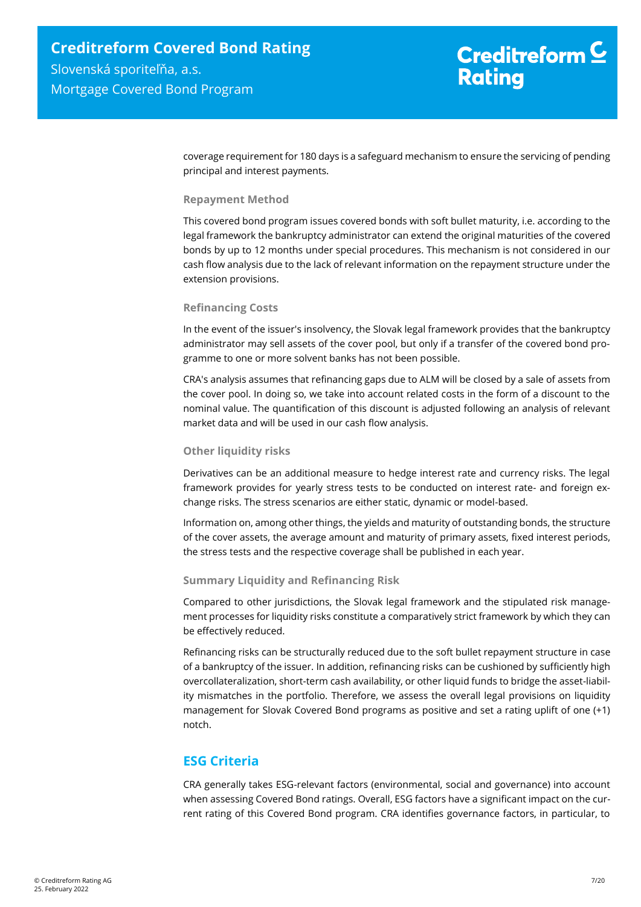coverage requirement for 180 days is a safeguard mechanism to ensure the servicing of pending principal and interest payments.

### Repayment Method

This covered bond program issues covered bonds with soft bullet maturity, i.e. according to the legal framework the bankruptcy administrator can extend the original maturities of the covered bonds by up to 12 months under special procedures. This mechanism is not considered in our cash flow analysis due to the lack of relevant information on the repayment structure under the extension provisions.

### Refinancing Costs

In the event of the issuer's insolvency, the Slovak legal framework provides that the bankruptcy administrator may sell assets of the cover pool, but only if a transfer of the covered bond programme to one or more solvent banks has not been possible.

CRA's analysis assumes that refinancing gaps due to ALM will be closed by a sale of assets from the cover pool. In doing so, we take into account related costs in the form of a discount to the nominal value. The quantification of this discount is adjusted following an analysis of relevant market data and will be used in our cash flow analysis.

### Other liquidity risks

Derivatives can be an additional measure to hedge interest rate and currency risks. The legal framework provides for yearly stress tests to be conducted on interest rate- and foreign exchange risks. The stress scenarios are either static, dynamic or model-based.

Information on, among other things, the yields and maturity of outstanding bonds, the structure of the cover assets, the average amount and maturity of primary assets, fixed interest periods, the stress tests and the respective coverage shall be published in each year.

### Summary Liquidity and Refinancing Risk

Compared to other jurisdictions, the Slovak legal framework and the stipulated risk management processes for liquidity risks constitute a comparatively strict framework by which they can be effectively reduced.

Refinancing risks can be structurally reduced due to the soft bullet repayment structure in case of a bankruptcy of the issuer. In addition, refinancing risks can be cushioned by sufficiently high overcollateralization, short-term cash availability, or other liquid funds to bridge the asset-liability mismatches in the portfolio. Therefore, we assess the overall legal provisions on liquidity management for Slovak Covered Bond programs as positive and set a rating uplift of one (+1) notch.

## ESG Criteria

CRA generally takes ESG-relevant factors (environmental, social and governance) into account when assessing Covered Bond ratings. Overall, ESG factors have a significant impact on the current rating of this Covered Bond program. CRA identifies governance factors, in particular, to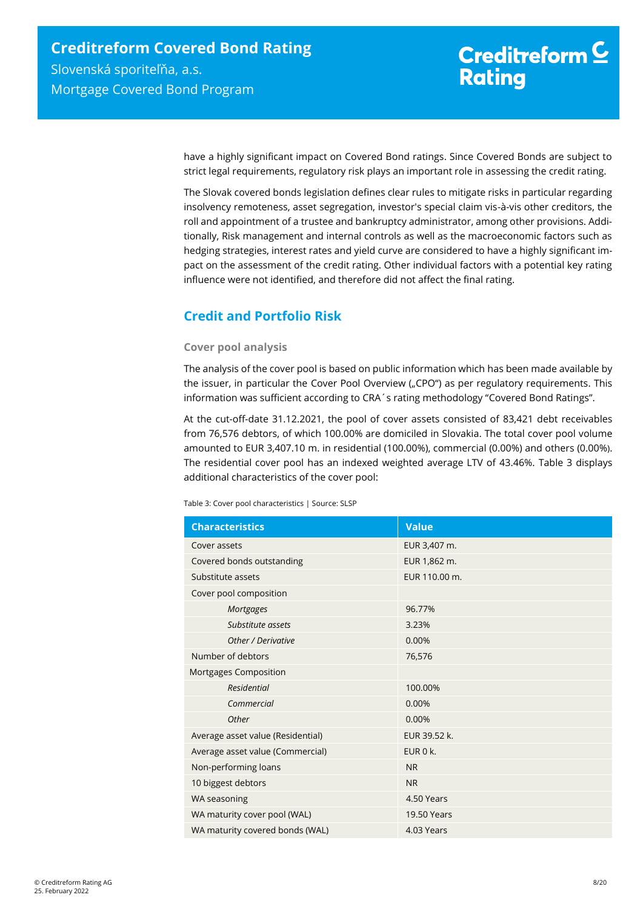have a highly significant impact on Covered Bond ratings. Since Covered Bonds are subject to strict legal requirements, regulatory risk plays an important role in assessing the credit rating.

The Slovak covered bonds legislation defines clear rules to mitigate risks in particular regarding insolvency remoteness, asset segregation, investor's special claim vis-à-vis other creditors, the roll and appointment of a trustee and bankruptcy administrator, among other provisions. Additionally, Risk management and internal controls as well as the macroeconomic factors such as hedging strategies, interest rates and yield curve are considered to have a highly significant impact on the assessment of the credit rating. Other individual factors with a potential key rating influence were not identified, and therefore did not affect the final rating.

## Credit and Portfolio Risk

### Cover pool analysis

The analysis of the cover pool is based on public information which has been made available by the issuer, in particular the Cover Pool Overview („CPO") as per regulatory requirements. This information was sufficient according to CRA´s rating methodology "Covered Bond Ratings".

At the cut-off-date 31.12.2021, the pool of cover assets consisted of 83,421 debt receivables from 76,576 debtors, of which 100.00% are domiciled in Slovakia. The total cover pool volume amounted to EUR 3,407.10 m. in residential (100.00%), commercial (0.00%) and others (0.00%). The residential cover pool has an indexed weighted average LTV of 43.46%. Table 3 displays additional characteristics of the cover pool:

Table 3: Cover pool characteristics | Source: SLSP

| Characteristics | Value |
|---|---|
| Cover assets | EUR 3,407 m. |
| Covered bonds outstanding | EUR 1,862 m. |
| Substitute assets | EUR 110.00 m. |
| Cover pool composition | |
| *Mortgages* | 96.77% |
| *Substitute assets* | 3.23% |
| *Other / Derivative* | 0.00% |
| Number of debtors | 76,576 |
| Mortgages Composition | |
| *Residential* | 100.00% |
| *Commercial* | 0.00% |
| *Other* | 0.00% |
| Average asset value (Residential) | EUR 39.52 k. |
| Average asset value (Commercial) | EUR 0 k. |
| Non-performing loans | NR |
| 10 biggest debtors | NR |
| WA seasoning | 4.50 Years |
| WA maturity cover pool (WAL) | 19.50 Years |
| WA maturity covered bonds (WAL) | 4.03 Years |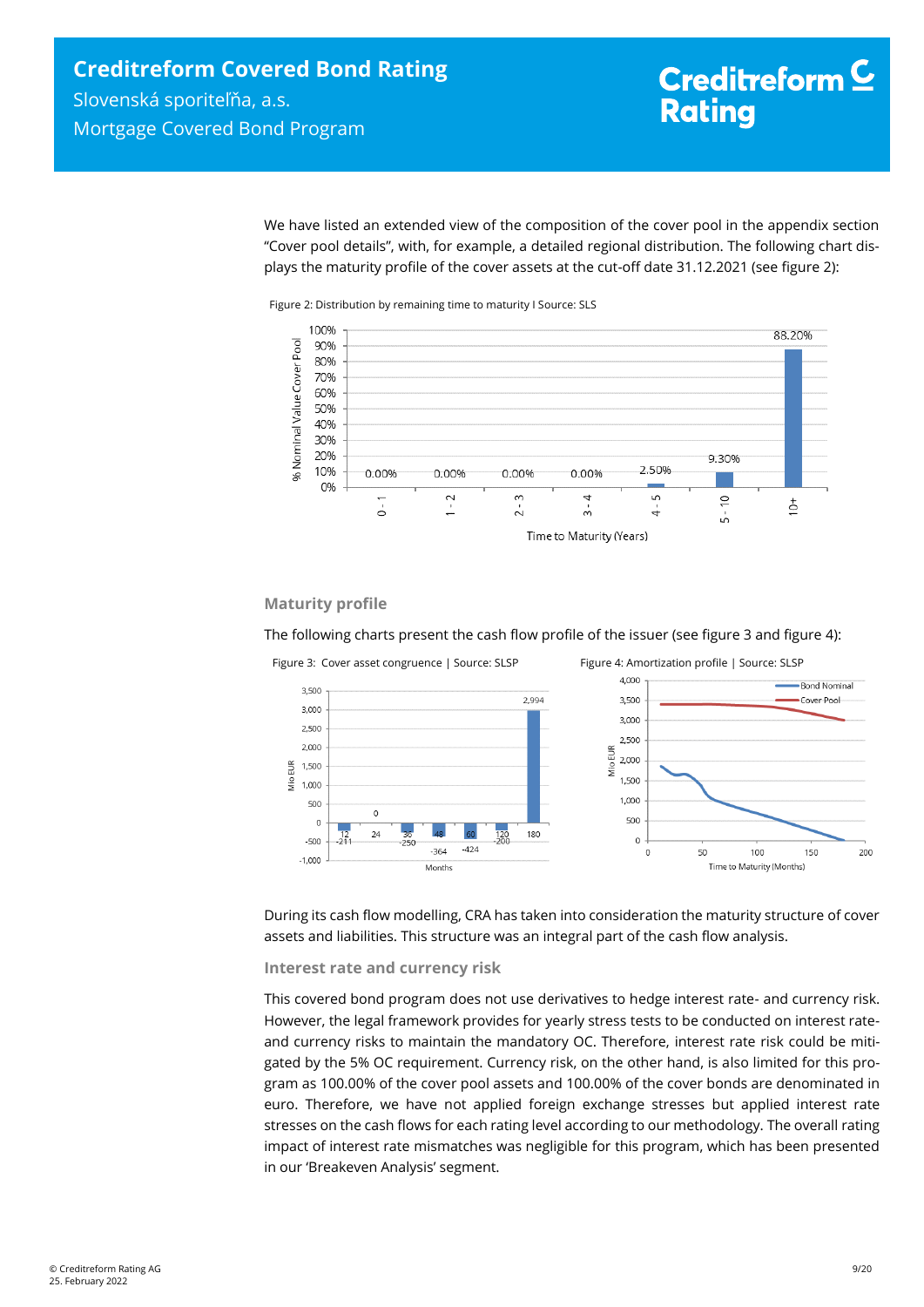We have listed an extended view of the composition of the cover pool in the appendix section "Cover pool details", with, for example, a detailed regional distribution. The following chart displays the maturity profile of the cover assets at the cut-off date 31.12.2021 (see figure 2):

Figure 2: Distribution by remaining time to maturity I Source: SLS

| Time to Maturity (Years) | % Nominal Value Cover Pool |
|---|---|
| 0 - 1 | 0.00% |
| 1 - 2 | 0.00% |
| 2 - 3 | 0.00% |
| 3 - 4 | 0.00% |
| 4 - 5 | 2.50% |
| 5 - 10 | 9.30% |
| 10+ | 88.20% |

## Maturity profile

The following charts present the cash flow profile of the issuer (see figure 3 and figure 4):

Figure 3: Cover asset congruence | Source: SLSP

| Months | Mio EUR |
|---|---|
| 12 | -211 |
| 24 | 0 |
| 36 | -250 |
| 48 | -364 |
| 60 | -424 |
| 120 | -200 |
| 180 | 2,994 |

Figure 4: Amortization profile | Source: SLSP

During its cash flow modelling, CRA has taken into consideration the maturity structure of cover assets and liabilities. This structure was an integral part of the cash flow analysis.

## Interest rate and currency risk

This covered bond program does not use derivatives to hedge interest rate- and currency risk. However, the legal framework provides for yearly stress tests to be conducted on interest rate- and currency risks to maintain the mandatory OC. Therefore, interest rate risk could be mitigated by the 5% OC requirement. Currency risk, on the other hand, is also limited for this program as 100.00% of the cover pool assets and 100.00% of the cover bonds are denominated in euro. Therefore, we have not applied foreign exchange stresses but applied interest rate stresses on the cash flows for each rating level according to our methodology. The overall rating impact of interest rate mismatches was negligible for this program, which has been presented in our 'Breakeven Analysis' segment.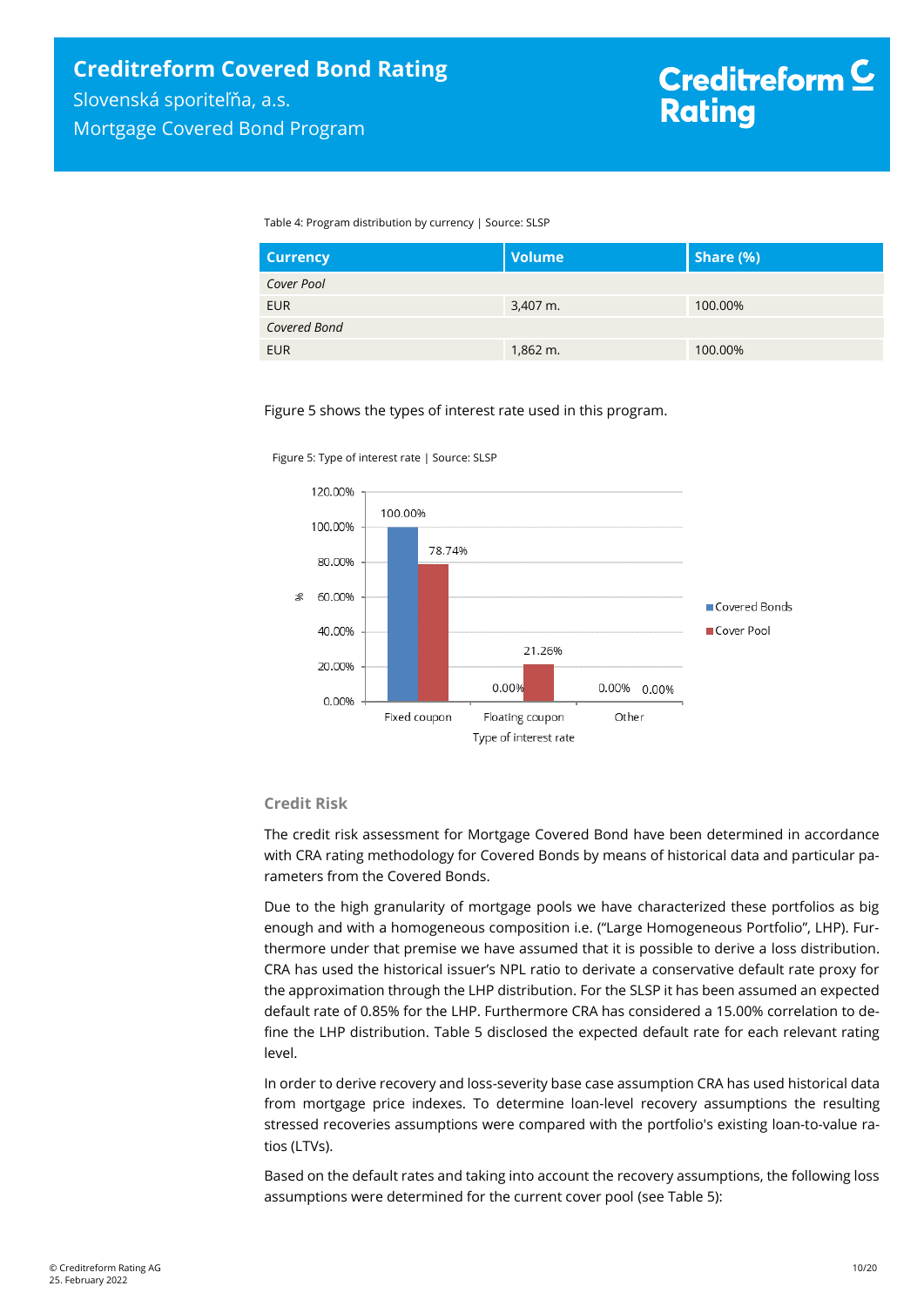Table 4: Program distribution by currency | Source: SLSP

| Currency | Volume | Share (%) |
|---|---|---|
| *Cover Pool* | | |
| EUR | 3,407 m. | 100.00% |
| *Covered Bond* | | |
| EUR | 1,862 m. | 100.00% |

Figure 5 shows the types of interest rate used in this program.

Figure 5: Type of interest rate | Source: SLSP

| Type of interest rate | Covered Bonds | Cover Pool |
|---|---|---|
| Fixed coupon | 100.00% | 78.74% |
| Floating coupon | 0.00% | 21.26% |
| Other | 0.00% | 0.00% |

### Credit Risk

The credit risk assessment for Mortgage Covered Bond have been determined in accordance with CRA rating methodology for Covered Bonds by means of historical data and particular parameters from the Covered Bonds.

Due to the high granularity of mortgage pools we have characterized these portfolios as big enough and with a homogeneous composition i.e. ("Large Homogeneous Portfolio", LHP). Furthermore under that premise we have assumed that it is possible to derive a loss distribution. CRA has used the historical issuer's NPL ratio to derivate a conservative default rate proxy for the approximation through the LHP distribution. For the SLSP it has been assumed an expected default rate of 0.85% for the LHP. Furthermore CRA has considered a 15.00% correlation to define the LHP distribution. Table 5 disclosed the expected default rate for each relevant rating level.

In order to derive recovery and loss-severity base case assumption CRA has used historical data from mortgage price indexes. To determine loan-level recovery assumptions the resulting stressed recoveries assumptions were compared with the portfolio's existing loan-to-value ratios (LTVs).

Based on the default rates and taking into account the recovery assumptions, the following loss assumptions were determined for the current cover pool (see Table 5):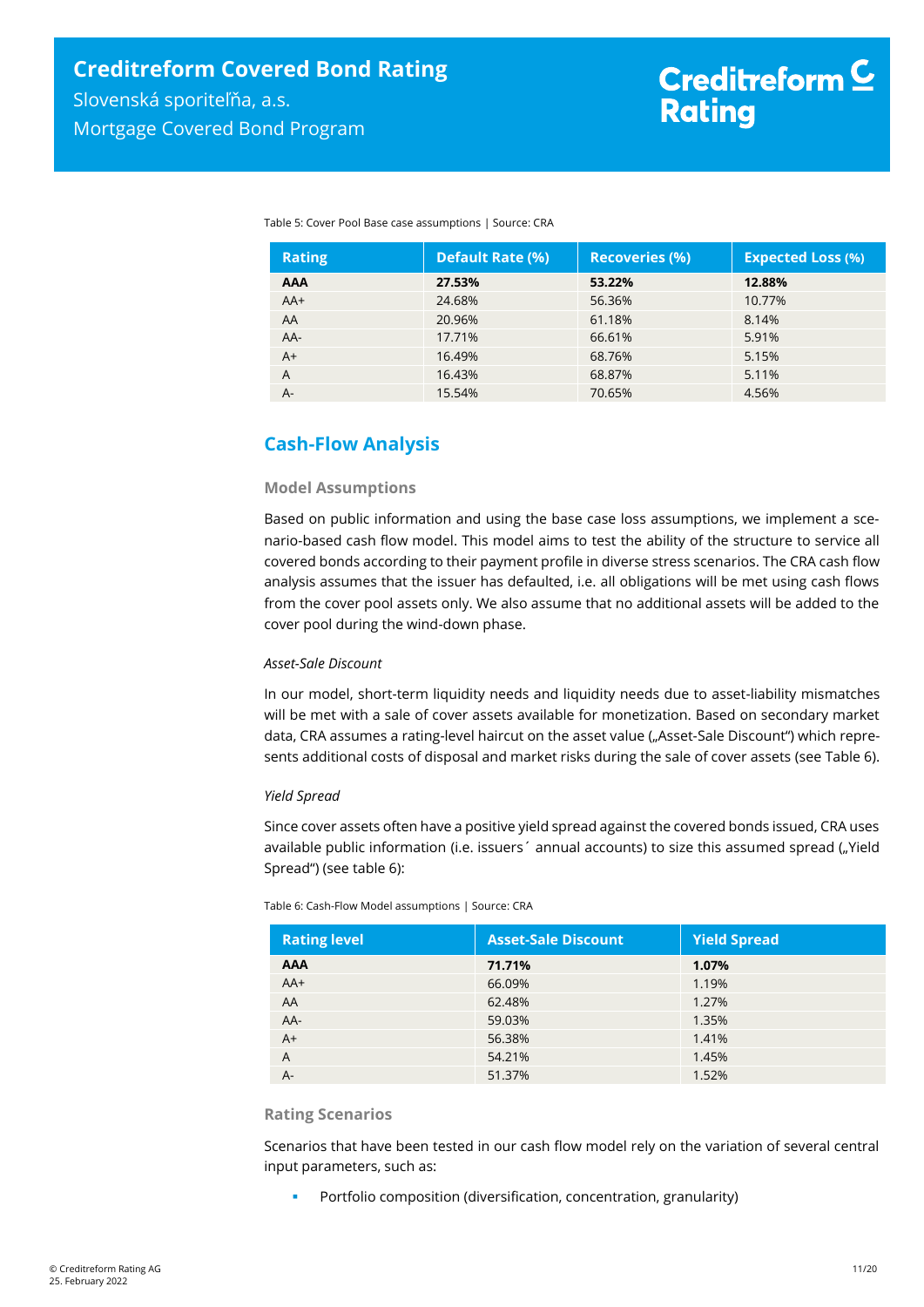Table 5: Cover Pool Base case assumptions | Source: CRA

| Rating | Default Rate (%) | Recoveries (%) | Expected Loss (%) |
|---|---|---|---|
| **AAA** | **27.53%** | **53.22%** | **12.88%** |
| AA+ | 24.68% | 56.36% | 10.77% |
| AA | 20.96% | 61.18% | 8.14% |
| AA- | 17.71% | 66.61% | 5.91% |
| A+ | 16.49% | 68.76% | 5.15% |
| A | 16.43% | 68.87% | 5.11% |
| A- | 15.54% | 70.65% | 4.56% |

## Cash-Flow Analysis

### Model Assumptions

Based on public information and using the base case loss assumptions, we implement a scenario-based cash flow model. This model aims to test the ability of the structure to service all covered bonds according to their payment profile in diverse stress scenarios. The CRA cash flow analysis assumes that the issuer has defaulted, i.e. all obligations will be met using cash flows from the cover pool assets only. We also assume that no additional assets will be added to the cover pool during the wind-down phase.

*Asset-Sale Discount*

In our model, short-term liquidity needs and liquidity needs due to asset-liability mismatches will be met with a sale of cover assets available for monetization. Based on secondary market data, CRA assumes a rating-level haircut on the asset value („Asset-Sale Discount") which represents additional costs of disposal and market risks during the sale of cover assets (see Table 6).

*Yield Spread*

Since cover assets often have a positive yield spread against the covered bonds issued, CRA uses available public information (i.e. issuers´ annual accounts) to size this assumed spread („Yield Spread") (see table 6):

Table 6: Cash-Flow Model assumptions | Source: CRA

| Rating level | Asset-Sale Discount | Yield Spread |
|---|---|---|
| **AAA** | **71.71%** | **1.07%** |
| AA+ | 66.09% | 1.19% |
| AA | 62.48% | 1.27% |
| AA- | 59.03% | 1.35% |
| A+ | 56.38% | 1.41% |
| A | 54.21% | 1.45% |
| A- | 51.37% | 1.52% |

### Rating Scenarios

Scenarios that have been tested in our cash flow model rely on the variation of several central input parameters, such as:

- Portfolio composition (diversification, concentration, granularity)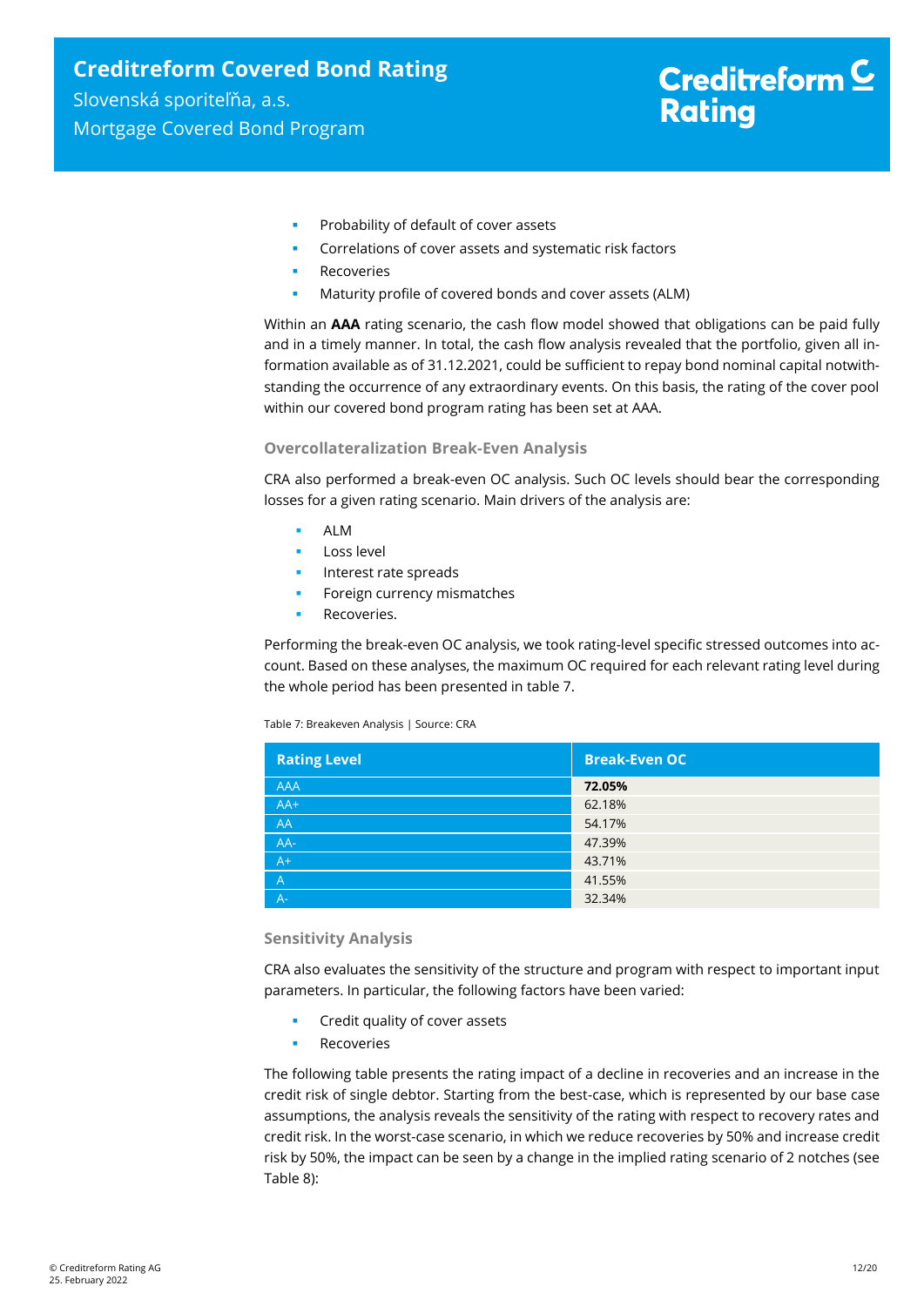- Probability of default of cover assets
- Correlations of cover assets and systematic risk factors
- Recoveries
- Maturity profile of covered bonds and cover assets (ALM)

Within an **AAA** rating scenario, the cash flow model showed that obligations can be paid fully and in a timely manner. In total, the cash flow analysis revealed that the portfolio, given all information available as of 31.12.2021, could be sufficient to repay bond nominal capital notwithstanding the occurrence of any extraordinary events. On this basis, the rating of the cover pool within our covered bond program rating has been set at AAA.

### Overcollateralization Break-Even Analysis

CRA also performed a break-even OC analysis. Such OC levels should bear the corresponding losses for a given rating scenario. Main drivers of the analysis are:

- ALM
- Loss level
- Interest rate spreads
- Foreign currency mismatches
- Recoveries.

Performing the break-even OC analysis, we took rating-level specific stressed outcomes into account. Based on these analyses, the maximum OC required for each relevant rating level during the whole period has been presented in table 7.

Table 7: Breakeven Analysis | Source: CRA

| Rating Level | Break-Even OC |
|---|---|
| AAA | **72.05%** |
| AA+ | 62.18% |
| AA | 54.17% |
| AA- | 47.39% |
| A+ | 43.71% |
| A | 41.55% |
| A- | 32.34% |

### Sensitivity Analysis

CRA also evaluates the sensitivity of the structure and program with respect to important input parameters. In particular, the following factors have been varied:

- Credit quality of cover assets
- Recoveries

The following table presents the rating impact of a decline in recoveries and an increase in the credit risk of single debtor. Starting from the best-case, which is represented by our base case assumptions, the analysis reveals the sensitivity of the rating with respect to recovery rates and credit risk. In the worst-case scenario, in which we reduce recoveries by 50% and increase credit risk by 50%, the impact can be seen by a change in the implied rating scenario of 2 notches (see Table 8):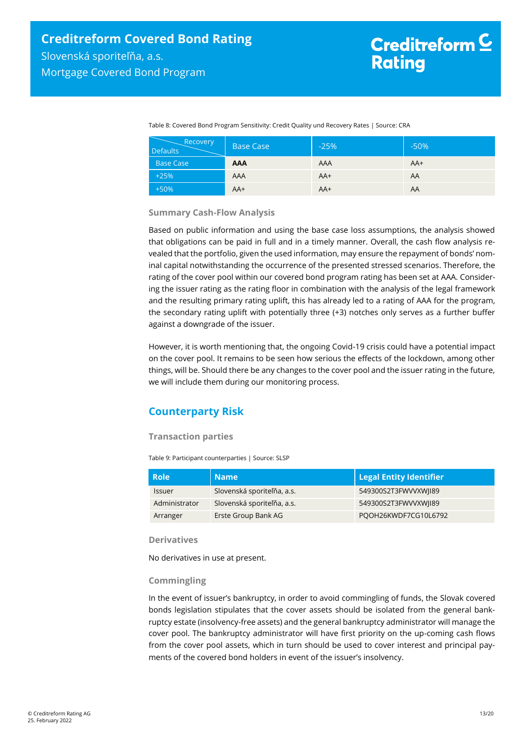Table 8: Covered Bond Program Sensitivity: Credit Quality und Recovery Rates | Source: CRA

| Defaults \ Recovery | Base Case | -25% | -50% |
|---|---|---|---|
| Base Case | **AAA** | AAA | AA+ |
| +25% | AAA | AA+ | AA |
| +50% | AA+ | AA+ | AA |

### Summary Cash-Flow Analysis

Based on public information and using the base case loss assumptions, the analysis showed that obligations can be paid in full and in a timely manner. Overall, the cash flow analysis revealed that the portfolio, given the used information, may ensure the repayment of bonds' nominal capital notwithstanding the occurrence of the presented stressed scenarios. Therefore, the rating of the cover pool within our covered bond program rating has been set at AAA. Considering the issuer rating as the rating floor in combination with the analysis of the legal framework and the resulting primary rating uplift, this has already led to a rating of AAA for the program, the secondary rating uplift with potentially three (+3) notches only serves as a further buffer against a downgrade of the issuer.

However, it is worth mentioning that, the ongoing Covid-19 crisis could have a potential impact on the cover pool. It remains to be seen how serious the effects of the lockdown, among other things, will be. Should there be any changes to the cover pool and the issuer rating in the future, we will include them during our monitoring process.

## Counterparty Risk

### Transaction parties

Table 9: Participant counterparties | Source: SLSP

| Role | Name | Legal Entity Identifier |
|---|---|---|
| Issuer | Slovenská sporiteľňa, a.s. | 549300S2T3FWVVXWJI89 |
| Administrator | Slovenská sporiteľňa, a.s. | 549300S2T3FWVVXWJI89 |
| Arranger | Erste Group Bank AG | PQOH26KWDF7CG10L6792 |

### Derivatives

No derivatives in use at present.

### Commingling

In the event of issuer's bankruptcy, in order to avoid commingling of funds, the Slovak covered bonds legislation stipulates that the cover assets should be isolated from the general bankruptcy estate (insolvency-free assets) and the general bankruptcy administrator will manage the cover pool. The bankruptcy administrator will have first priority on the up-coming cash flows from the cover pool assets, which in turn should be used to cover interest and principal payments of the covered bond holders in event of the issuer's insolvency.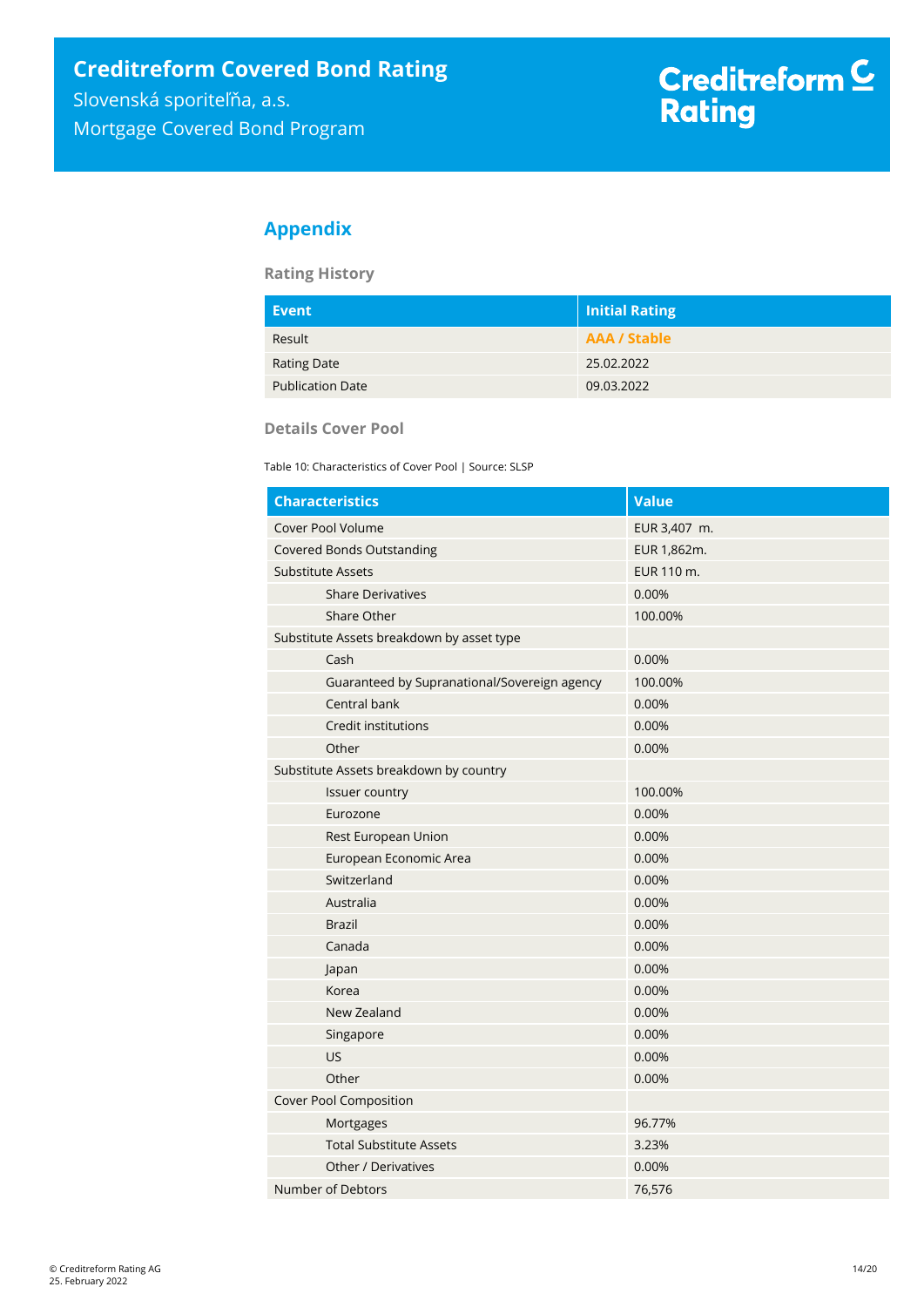## Appendix

### Rating History

| Event | Initial Rating |
|---|---|
| Result | **AAA / Stable** |
| Rating Date | 25.02.2022 |
| Publication Date | 09.03.2022 |

### Details Cover Pool

Table 10: Characteristics of Cover Pool | Source: SLSP

| Characteristics | Value |
|---|---|
| Cover Pool Volume | EUR 3,407 m. |
| Covered Bonds Outstanding | EUR 1,862m. |
| Substitute Assets | EUR 110 m. |
| Share Derivatives | 0.00% |
| Share Other | 100.00% |
| Substitute Assets breakdown by asset type | |
| Cash | 0.00% |
| Guaranteed by Supranational/Sovereign agency | 100.00% |
| Central bank | 0.00% |
| Credit institutions | 0.00% |
| Other | 0.00% |
| Substitute Assets breakdown by country | |
| Issuer country | 100.00% |
| Eurozone | 0.00% |
| Rest European Union | 0.00% |
| European Economic Area | 0.00% |
| Switzerland | 0.00% |
| Australia | 0.00% |
| Brazil | 0.00% |
| Canada | 0.00% |
| Japan | 0.00% |
| Korea | 0.00% |
| New Zealand | 0.00% |
| Singapore | 0.00% |
| US | 0.00% |
| Other | 0.00% |
| Cover Pool Composition | |
| Mortgages | 96.77% |
| Total Substitute Assets | 3.23% |
| Other / Derivatives | 0.00% |
| Number of Debtors | 76,576 |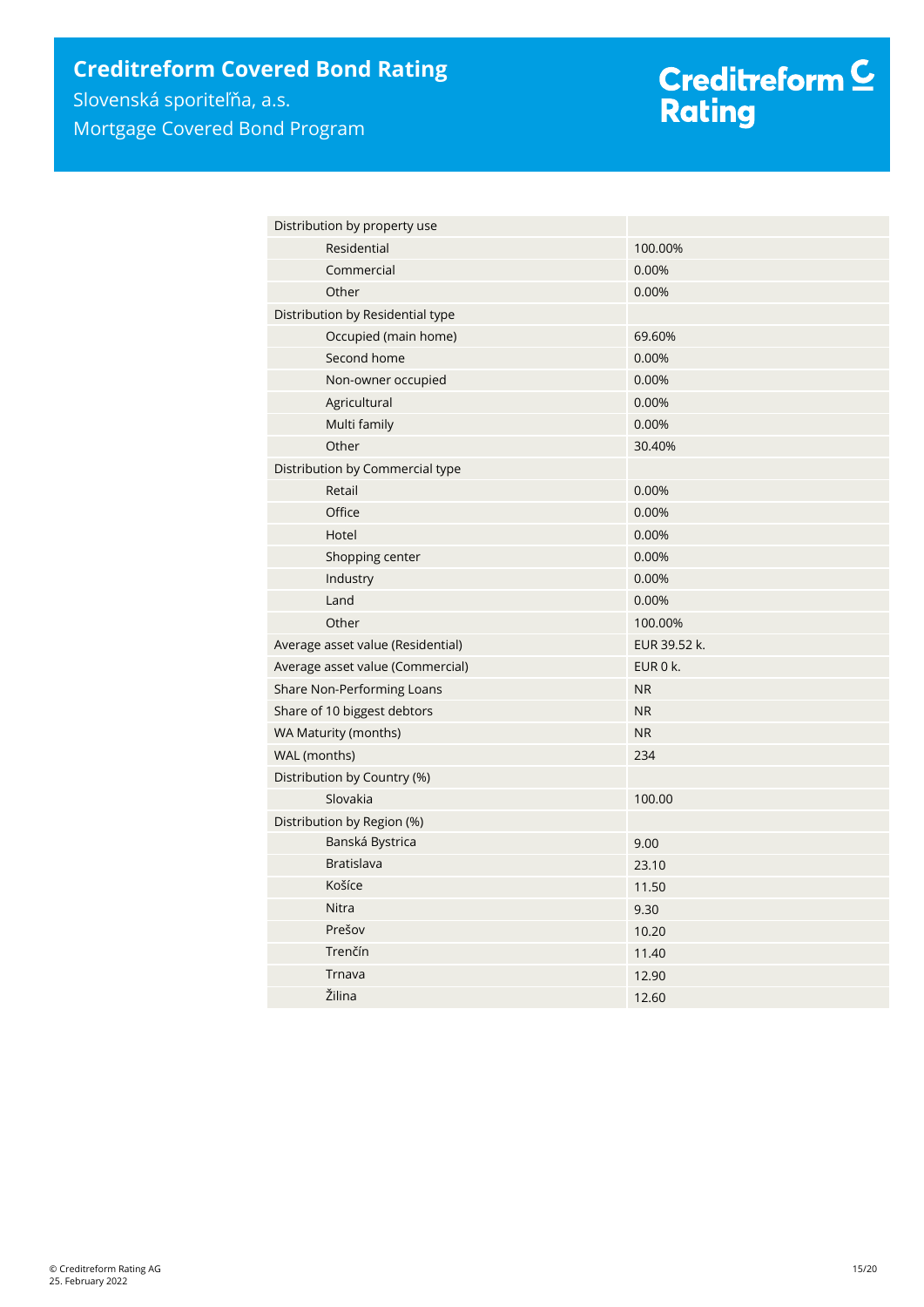| Distribution by property use | |
|---|---|
| Residential | 100.00% |
| Commercial | 0.00% |
| Other | 0.00% |
| Distribution by Residential type | |
| Occupied (main home) | 69.60% |
| Second home | 0.00% |
| Non-owner occupied | 0.00% |
| Agricultural | 0.00% |
| Multi family | 0.00% |
| Other | 30.40% |
| Distribution by Commercial type | |
| Retail | 0.00% |
| Office | 0.00% |
| Hotel | 0.00% |
| Shopping center | 0.00% |
| Industry | 0.00% |
| Land | 0.00% |
| Other | 100.00% |
| Average asset value (Residential) | EUR 39.52 k. |
| Average asset value (Commercial) | EUR 0 k. |
| Share Non-Performing Loans | NR |
| Share of 10 biggest debtors | NR |
| WA Maturity (months) | NR |
| WAL (months) | 234 |
| Distribution by Country (%) | |
| Slovakia | 100.00 |
| Distribution by Region (%) | |
| Banská Bystrica | 9.00 |
| Bratislava | 23.10 |
| Košíce | 11.50 |
| Nitra | 9.30 |
| Prešov | 10.20 |
| Trenčín | 11.40 |
| Trnava | 12.90 |
| Žilina | 12.60 |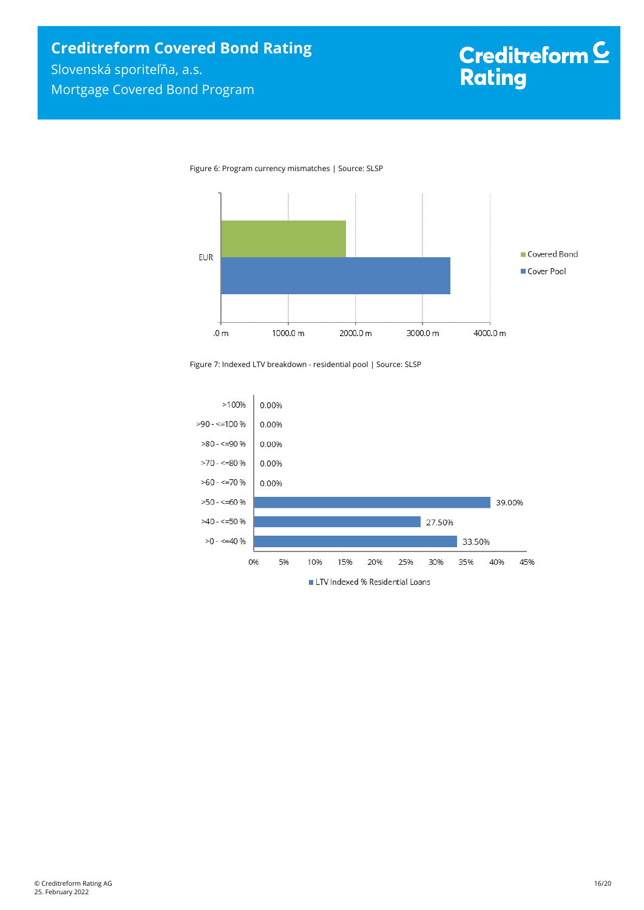Figure 6: Program currency mismatches | Source: SLSP

Figure 7: Indexed LTV breakdown - residential pool | Source: SLSP

| LTV Indexed | % Residential Loans |
|---|---|
| >100% | 0.00% |
| >90 - <=100 % | 0.00% |
| >80 - <=90 % | 0.00% |
| >70 - <=80 % | 0.00% |
| >60 - <=70 % | 0.00% |
| >50 - <=60 % | 39.00% |
| >40 - <=50 % | 27.50% |
| >0 - <=40 % | 33.50% |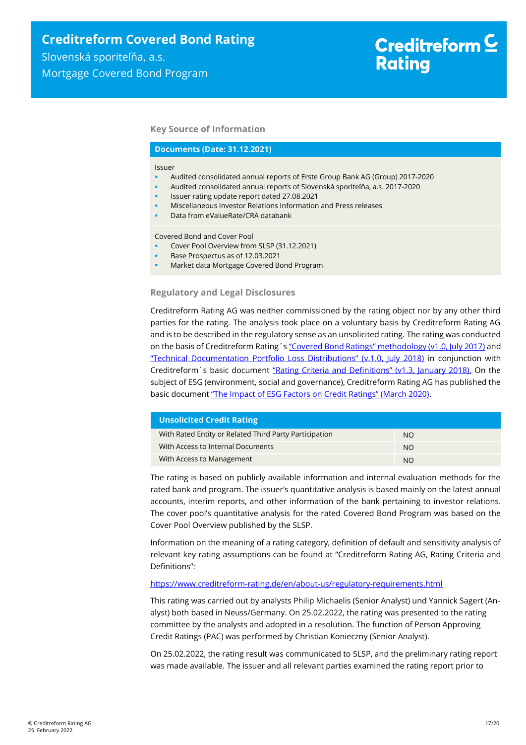# Creditreform Covered Bond Rating

Slovenská sporiteľňa, a.s.

Mortgage Covered Bond Program

### Key Source of Information

| Documents (Date: 31.12.2021) |
|---|
| Issuer<br>- Audited consolidated annual reports of Erste Group Bank AG (Group) 2017-2020<br>- Audited consolidated annual reports of Slovenská sporiteľňa, a.s. 2017-2020<br>- Issuer rating update report dated 27.08.2021<br>- Miscellaneous Investor Relations Information and Press releases<br>- Data from eValueRate/CRA databank |
| Covered Bond and Cover Pool<br>- Cover Pool Overview from SLSP (31.12.2021)<br>- Base Prospectus as of 12.03.2021<br>- Market data Mortgage Covered Bond Program |

### Regulatory and Legal Disclosures

Creditreform Rating AG was neither commissioned by the rating object nor by any other third parties for the rating. The analysis took place on a voluntary basis by Creditreform Rating AG and is to be described in the regulatory sense as an unsolicited rating. The rating was conducted on the basis of Creditreform Rating´s "Covered Bond Ratings" methodology (v1.0, July 2017) and "Technical Documentation Portfolio Loss Distributions" (v.1.0, July 2018) in conjunction with Creditreform`s basic document "Rating Criteria and Definitions" (v1.3, January 2018). On the subject of ESG (environment, social and governance), Creditreform Rating AG has published the basic document "The Impact of ESG Factors on Credit Ratings" (March 2020).

| Unsolicited Credit Rating | |
|---|---|
| With Rated Entity or Related Third Party Participation | NO |
| With Access to Internal Documents | NO |
| With Access to Management | NO |

The rating is based on publicly available information and internal evaluation methods for the rated bank and program. The issuer's quantitative analysis is based mainly on the latest annual accounts, interim reports, and other information of the bank pertaining to investor relations. The cover pool's quantitative analysis for the rated Covered Bond Program was based on the Cover Pool Overview published by the SLSP.

Information on the meaning of a rating category, definition of default and sensitivity analysis of relevant key rating assumptions can be found at "Creditreform Rating AG, Rating Criteria and Definitions":

https://www.creditreform-rating.de/en/about-us/regulatory-requirements.html

This rating was carried out by analysts Philip Michaelis (Senior Analyst) und Yannick Sagert (Analyst) both based in Neuss/Germany. On 25.02.2022, the rating was presented to the rating committee by the analysts and adopted in a resolution. The function of Person Approving Credit Ratings (PAC) was performed by Christian Konieczny (Senior Analyst).

On 25.02.2022, the rating result was communicated to SLSP, and the preliminary rating report was made available. The issuer and all relevant parties examined the rating report prior to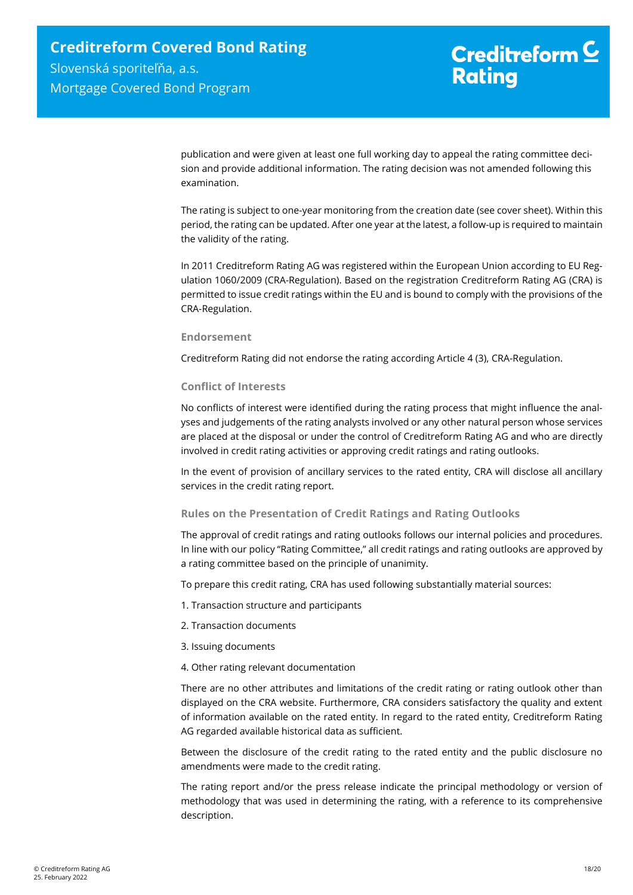publication and were given at least one full working day to appeal the rating committee decision and provide additional information. The rating decision was not amended following this examination.

The rating is subject to one-year monitoring from the creation date (see cover sheet). Within this period, the rating can be updated. After one year at the latest, a follow-up is required to maintain the validity of the rating.

In 2011 Creditreform Rating AG was registered within the European Union according to EU Regulation 1060/2009 (CRA-Regulation). Based on the registration Creditreform Rating AG (CRA) is permitted to issue credit ratings within the EU and is bound to comply with the provisions of the CRA-Regulation.

### Endorsement

Creditreform Rating did not endorse the rating according Article 4 (3), CRA-Regulation.

### Conflict of Interests

No conflicts of interest were identified during the rating process that might influence the analyses and judgements of the rating analysts involved or any other natural person whose services are placed at the disposal or under the control of Creditreform Rating AG and who are directly involved in credit rating activities or approving credit ratings and rating outlooks.

In the event of provision of ancillary services to the rated entity, CRA will disclose all ancillary services in the credit rating report.

### Rules on the Presentation of Credit Ratings and Rating Outlooks

The approval of credit ratings and rating outlooks follows our internal policies and procedures. In line with our policy "Rating Committee," all credit ratings and rating outlooks are approved by a rating committee based on the principle of unanimity.

To prepare this credit rating, CRA has used following substantially material sources:

1. Transaction structure and participants
2. Transaction documents
3. Issuing documents
4. Other rating relevant documentation

There are no other attributes and limitations of the credit rating or rating outlook other than displayed on the CRA website. Furthermore, CRA considers satisfactory the quality and extent of information available on the rated entity. In regard to the rated entity, Creditreform Rating AG regarded available historical data as sufficient.

Between the disclosure of the credit rating to the rated entity and the public disclosure no amendments were made to the credit rating.

The rating report and/or the press release indicate the principal methodology or version of methodology that was used in determining the rating, with a reference to its comprehensive description.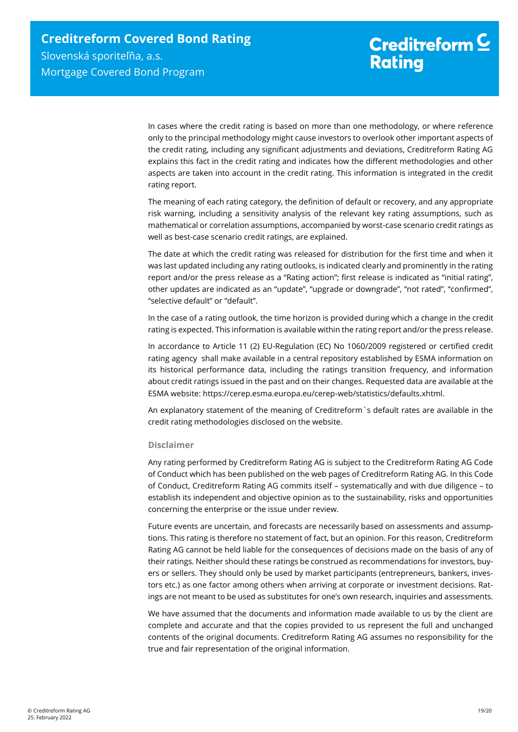In cases where the credit rating is based on more than one methodology, or where reference only to the principal methodology might cause investors to overlook other important aspects of the credit rating, including any significant adjustments and deviations, Creditreform Rating AG explains this fact in the credit rating and indicates how the different methodologies and other aspects are taken into account in the credit rating. This information is integrated in the credit rating report.

The meaning of each rating category, the definition of default or recovery, and any appropriate risk warning, including a sensitivity analysis of the relevant key rating assumptions, such as mathematical or correlation assumptions, accompanied by worst-case scenario credit ratings as well as best-case scenario credit ratings, are explained.

The date at which the credit rating was released for distribution for the first time and when it was last updated including any rating outlooks, is indicated clearly and prominently in the rating report and/or the press release as a "Rating action"; first release is indicated as "initial rating", other updates are indicated as an "update", "upgrade or downgrade", "not rated", "confirmed", "selective default" or "default".

In the case of a rating outlook, the time horizon is provided during which a change in the credit rating is expected. This information is available within the rating report and/or the press release.

In accordance to Article 11 (2) EU-Regulation (EC) No 1060/2009 registered or certified credit rating agency shall make available in a central repository established by ESMA information on its historical performance data, including the ratings transition frequency, and information about credit ratings issued in the past and on their changes. Requested data are available at the ESMA website: https://cerep.esma.europa.eu/cerep-web/statistics/defaults.xhtml.

An explanatory statement of the meaning of Creditreform`s default rates are available in the credit rating methodologies disclosed on the website.

### Disclaimer

Any rating performed by Creditreform Rating AG is subject to the Creditreform Rating AG Code of Conduct which has been published on the web pages of Creditreform Rating AG. In this Code of Conduct, Creditreform Rating AG commits itself – systematically and with due diligence – to establish its independent and objective opinion as to the sustainability, risks and opportunities concerning the enterprise or the issue under review.

Future events are uncertain, and forecasts are necessarily based on assessments and assumptions. This rating is therefore no statement of fact, but an opinion. For this reason, Creditreform Rating AG cannot be held liable for the consequences of decisions made on the basis of any of their ratings. Neither should these ratings be construed as recommendations for investors, buyers or sellers. They should only be used by market participants (entrepreneurs, bankers, investors etc.) as one factor among others when arriving at corporate or investment decisions. Ratings are not meant to be used as substitutes for one's own research, inquiries and assessments.

We have assumed that the documents and information made available to us by the client are complete and accurate and that the copies provided to us represent the full and unchanged contents of the original documents. Creditreform Rating AG assumes no responsibility for the true and fair representation of the original information.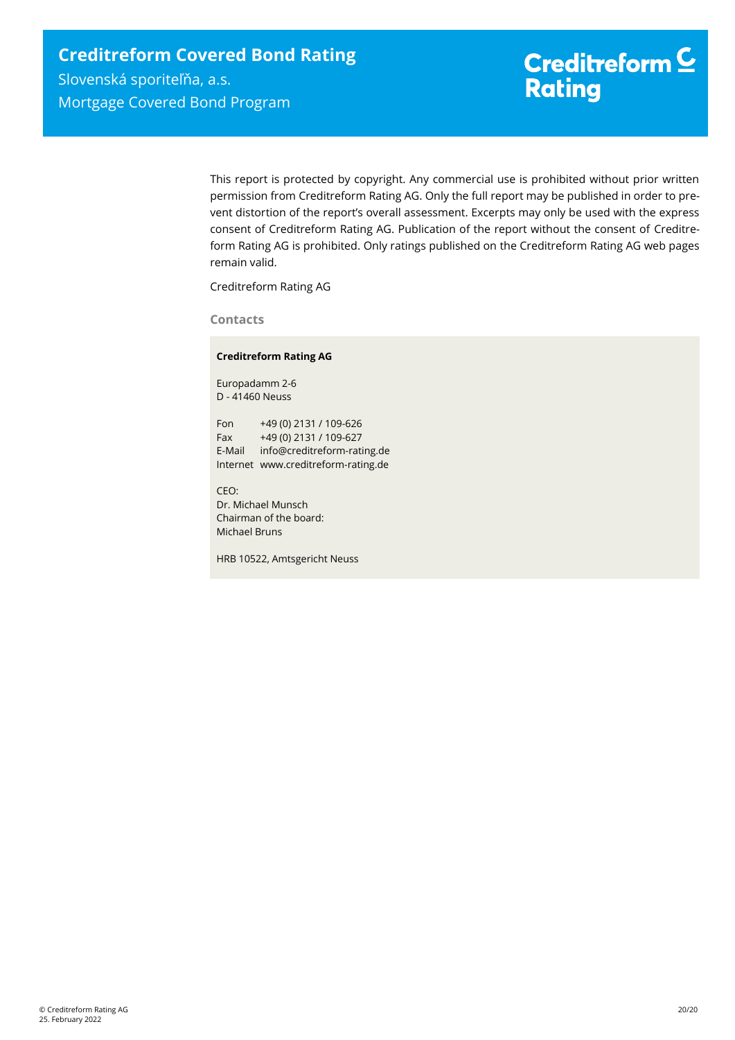This report is protected by copyright. Any commercial use is prohibited without prior written permission from Creditreform Rating AG. Only the full report may be published in order to prevent distortion of the report's overall assessment. Excerpts may only be used with the express consent of Creditreform Rating AG. Publication of the report without the consent of Creditreform Rating AG is prohibited. Only ratings published on the Creditreform Rating AG web pages remain valid.

Creditreform Rating AG

### Contacts

**Creditreform Rating AG**

Europadamm 2-6
D - 41460 Neuss

| | |
|---|---|
| Fon | +49 (0) 2131 / 109-626 |
| Fax | +49 (0) 2131 / 109-627 |
| E-Mail | info@creditreform-rating.de |
| Internet | www.creditreform-rating.de |

CEO:
Dr. Michael Munsch
Chairman of the board:
Michael Bruns

HRB 10522, Amtsgericht Neuss